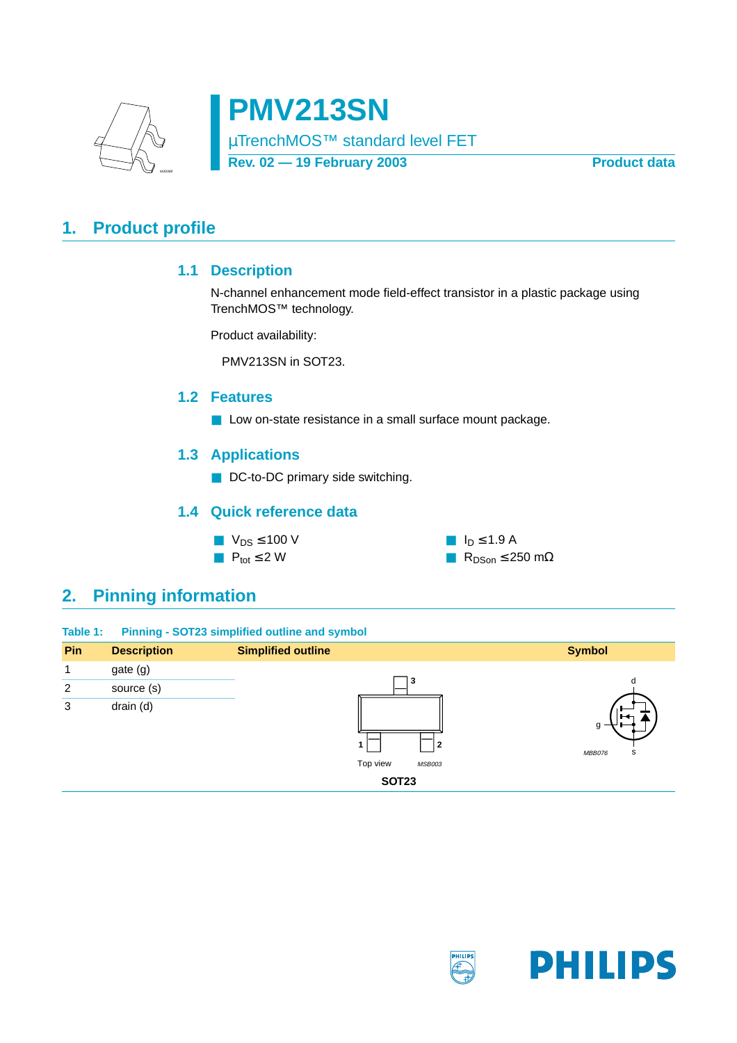# PMV213SN

µTrenchMOS™ standard level FET

**Rev. 02 — 19 February 2003** **Product data**

## 1. Product profile

### 1.1 Description

N-channel enhancement mode field-effect transistor in a plastic package using TrenchMOS™ technology.

Product availability:

PMV213SN in SOT23.

### 1.2 Features

- Low on-state resistance in a small surface mount package.

### 1.3 Applications

- DC-to-DC primary side switching.

### 1.4 Quick reference data

- $V_{DS} \leq 100$ V
- $P_{tot} \leq 2$ W
- $I_D \leq 1.9$ A
- $R_{DSon} \leq 250$ mΩ

## 2. Pinning information

**Table 1: Pinning - SOT23 simplified outline and symbol**

| Pin | Description | Simplified outline | Symbol |
|---|---|---|---|
| 1 | gate (g) | | |
| 2 | source (s) | | |
| 3 | drain (d) | | |

Top view MSB003

SOT23

MBB076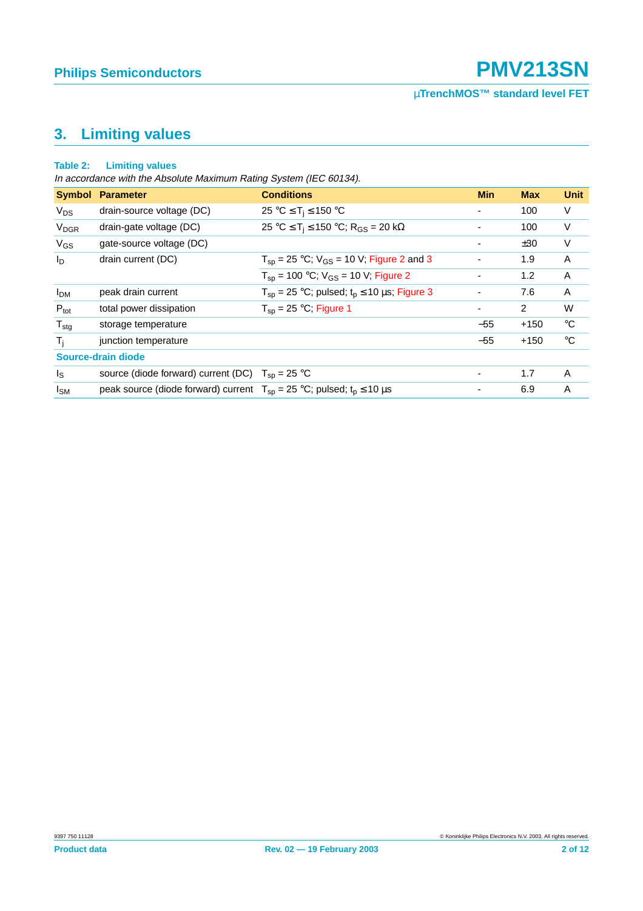## 3. Limiting values

**Table 2: Limiting values**

*In accordance with the Absolute Maximum Rating System (IEC 60134).*

| Symbol | Parameter | Conditions | Min | Max | Unit |
|---|---|---|---|---|---|
| $V_{DS}$ | drain-source voltage (DC) | 25 °C ≤ $T_j$ ≤ 150 °C | - | 100 | V |
| $V_{DGR}$ | drain-gate voltage (DC) | 25 °C ≤ $T_j$ ≤ 150 °C; $R_{GS}$ = 20 kΩ | - | 100 | V |
| $V_{GS}$ | gate-source voltage (DC) | | - | ±30 | V |
| $I_D$ | drain current (DC) | $T_{sp}$ = 25 °C; $V_{GS}$ = 10 V; Figure 2 and 3 | - | 1.9 | A |
| | | $T_{sp}$ = 100 °C; $V_{GS}$ = 10 V; Figure 2 | - | 1.2 | A |
| $I_{DM}$ | peak drain current | $T_{sp}$ = 25 °C; pulsed; $t_p$ ≤ 10 µs; Figure 3 | - | 7.6 | A |
| $P_{tot}$ | total power dissipation | $T_{sp}$ = 25 °C; Figure 1 | - | 2 | W |
| $T_{stg}$ | storage temperature | | −55 | +150 | °C |
| $T_j$ | junction temperature | | −55 | +150 | °C |
| **Source-drain diode** | | | | | |
| $I_S$ | source (diode forward) current (DC) | $T_{sp}$ = 25 °C | - | 1.7 | A |
| $I_{SM}$ | peak source (diode forward) current | $T_{sp}$ = 25 °C; pulsed; $t_p$ ≤ 10 µs | - | 6.9 | A |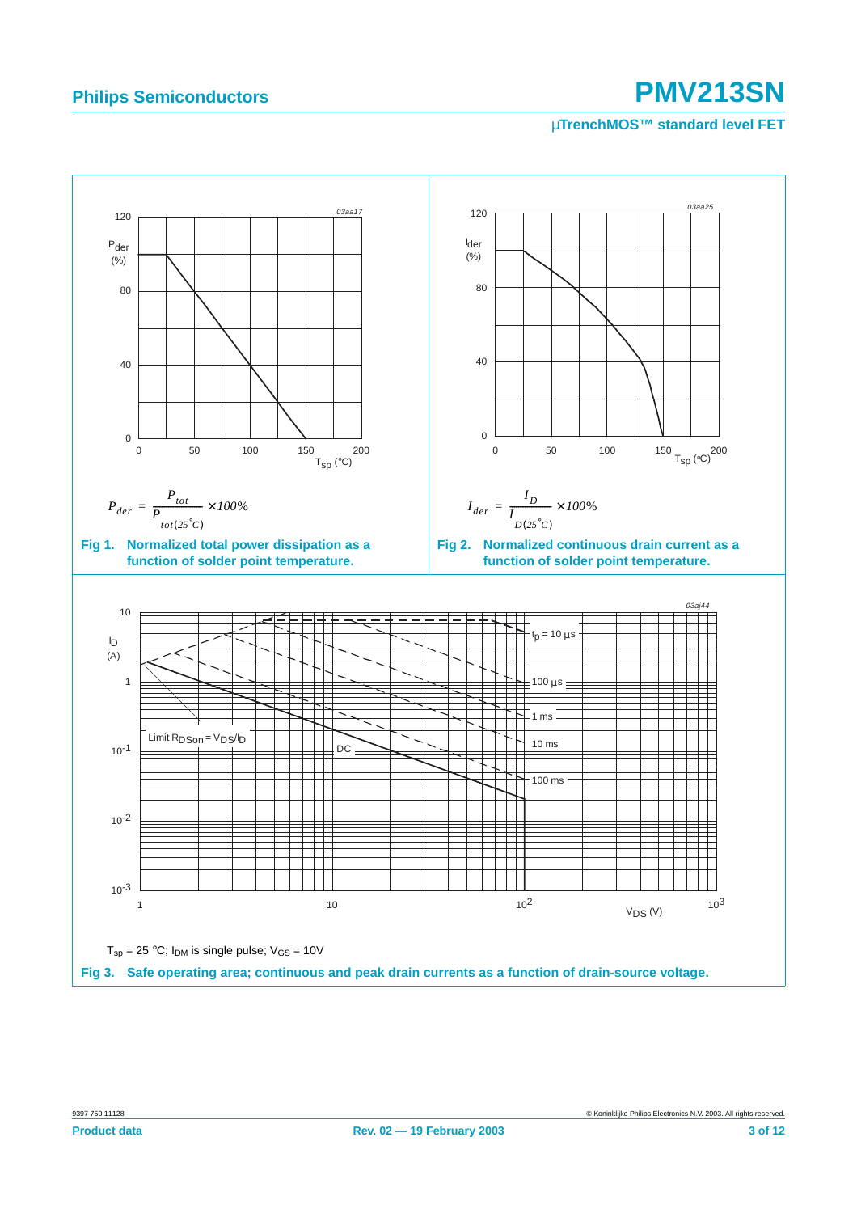$$P_{der} = \frac{P_{tot}}{P_{tot(25^{\circ}C)}} \times 100\%$$

**Fig 1. Normalized total power dissipation as a function of solder point temperature.**

$$I_{der} = \frac{I_D}{I_{D(25^{\circ}C)}} \times 100\%$$

**Fig 2. Normalized continuous drain current as a function of solder point temperature.**

$T_{sp}$ = 25 °C; $I_{DM}$ is single pulse; $V_{GS}$ = 10V

**Fig 3. Safe operating area; continuous and peak drain currents as a function of drain-source voltage.**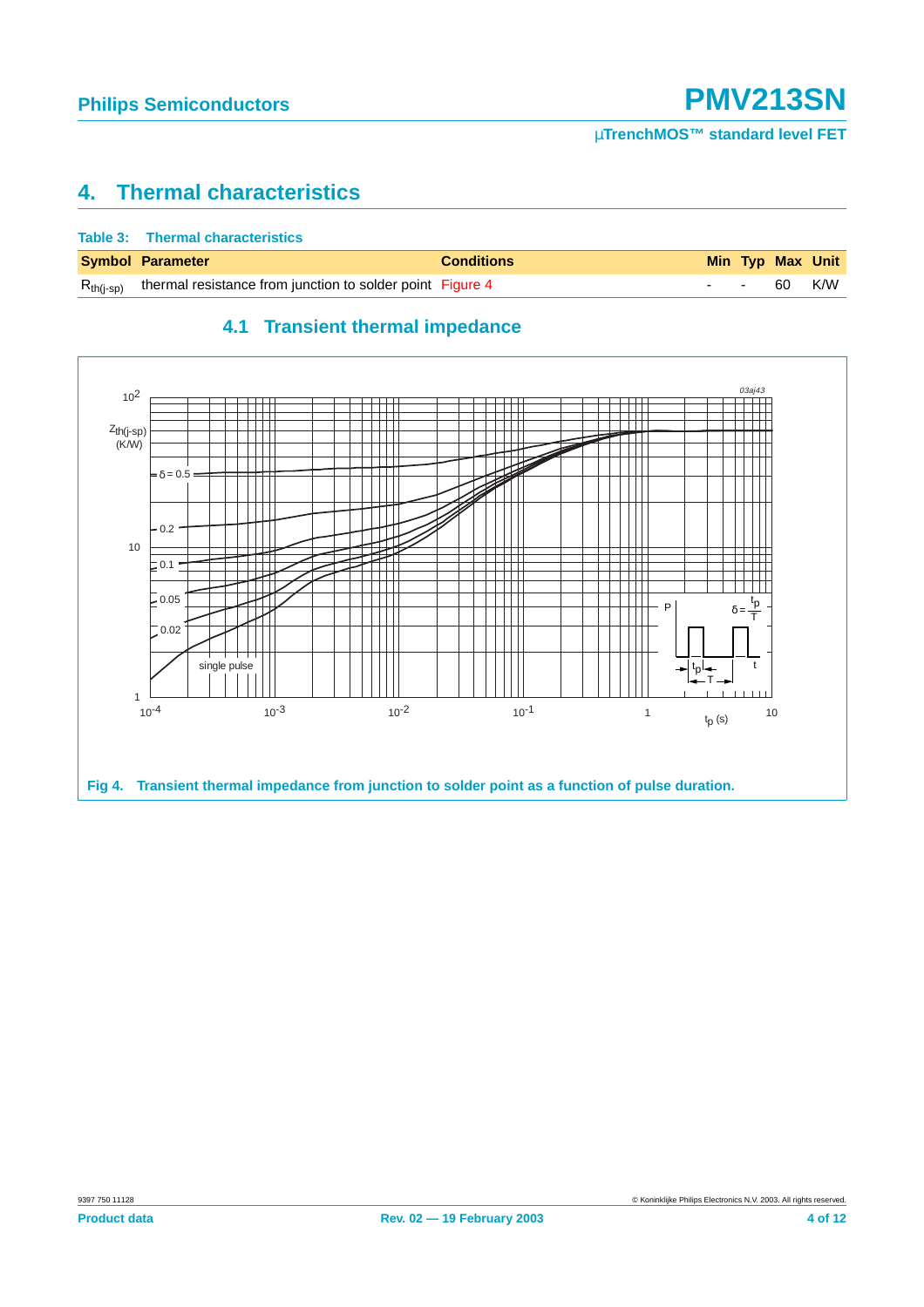## 4. Thermal characteristics

**Table 3: Thermal characteristics**

| Symbol | Parameter | Conditions | Min | Typ | Max | Unit |
|---|---|---|---|---|---|---|
| $R_{th(j-sp)}$ | thermal resistance from junction to solder point | Figure 4 | - | - | 60 | K/W |

### 4.1 Transient thermal impedance

Fig 4. Transient thermal impedance from junction to solder point as a function of pulse duration.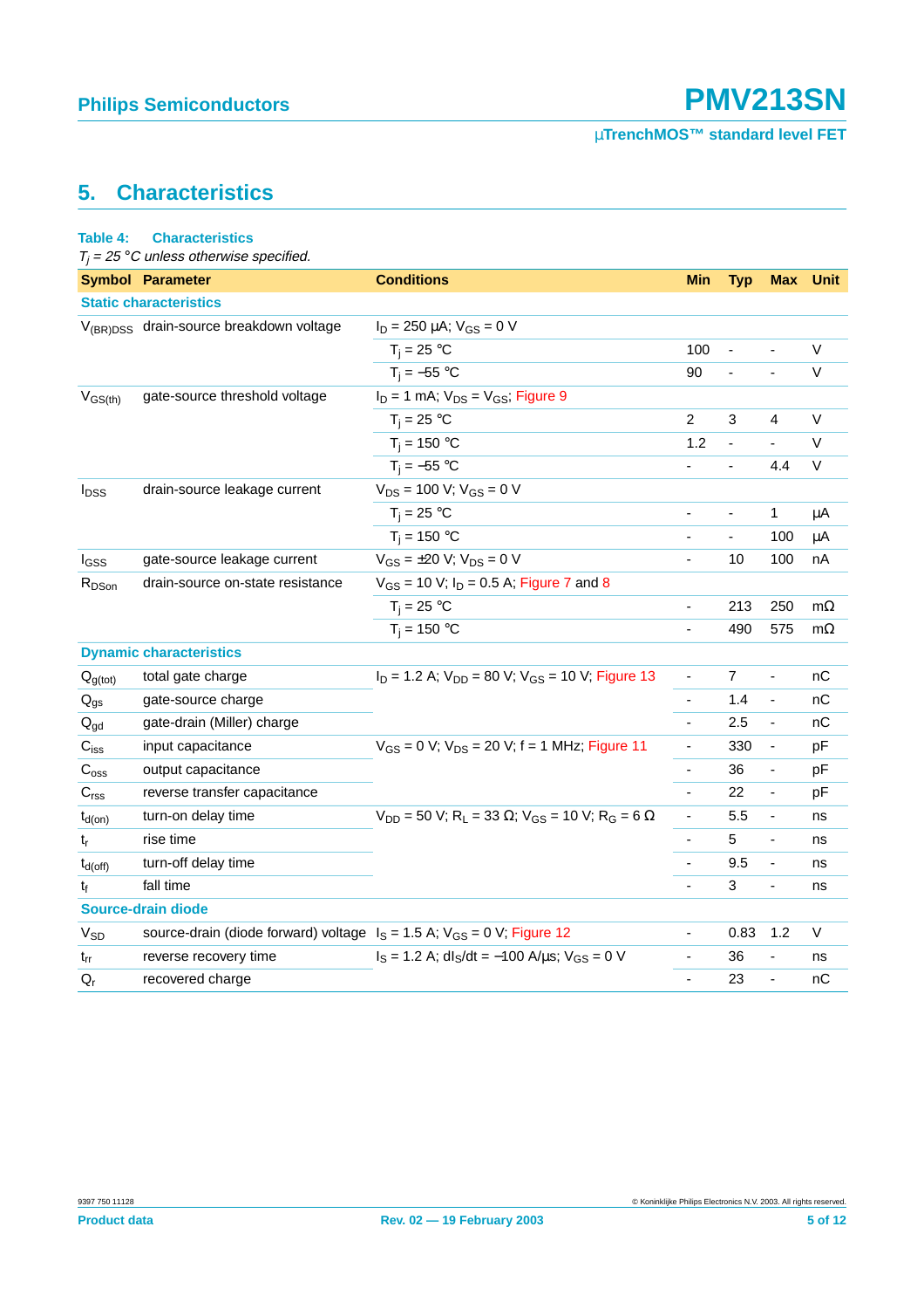# 5. Characteristics

**Table 4: Characteristics**

*$T_j$ = 25 °C unless otherwise specified.*

| Symbol | Parameter | Conditions | Min | Typ | Max | Unit |
|---|---|---|---|---|---|---|
| **Static characteristics** | | | | | | |
| $V_{(BR)DSS}$ | drain-source breakdown voltage | $I_D$ = 250 µA; $V_{GS}$ = 0 V | | | | |
| | | $T_j$ = 25 °C | 100 | - | - | V |
| | | $T_j$ = −55 °C | 90 | - | - | V |
| $V_{GS(th)}$ | gate-source threshold voltage | $I_D$ = 1 mA; $V_{DS}$ = $V_{GS}$; Figure 9 | | | | |
| | | $T_j$ = 25 °C | 2 | 3 | 4 | V |
| | | $T_j$ = 150 °C | 1.2 | - | - | V |
| | | $T_j$ = −55 °C | - | - | 4.4 | V |
| $I_{DSS}$ | drain-source leakage current | $V_{DS}$ = 100 V; $V_{GS}$ = 0 V | | | | |
| | | $T_j$ = 25 °C | - | - | 1 | µA |
| | | $T_j$ = 150 °C | - | - | 100 | µA |
| $I_{GSS}$ | gate-source leakage current | $V_{GS}$ = ±20 V; $V_{DS}$ = 0 V | - | 10 | 100 | nA |
| $R_{DSon}$ | drain-source on-state resistance | $V_{GS}$ = 10 V; $I_D$ = 0.5 A; Figure 7 and 8 | | | | |
| | | $T_j$ = 25 °C | - | 213 | 250 | mΩ |
| | | $T_j$ = 150 °C | - | 490 | 575 | mΩ |
| **Dynamic characteristics** | | | | | | |
| $Q_{g(tot)}$ | total gate charge | $I_D$ = 1.2 A; $V_{DD}$ = 80 V; $V_{GS}$ = 10 V; Figure 13 | - | 7 | - | nC |
| $Q_{gs}$ | gate-source charge | | - | 1.4 | - | nC |
| $Q_{gd}$ | gate-drain (Miller) charge | | - | 2.5 | - | nC |
| $C_{iss}$ | input capacitance | $V_{GS}$ = 0 V; $V_{DS}$ = 20 V; f = 1 MHz; Figure 11 | - | 330 | - | pF |
| $C_{oss}$ | output capacitance | | - | 36 | - | pF |
| $C_{rss}$ | reverse transfer capacitance | | - | 22 | - | pF |
| $t_{d(on)}$ | turn-on delay time | $V_{DD}$ = 50 V; $R_L$ = 33 Ω; $V_{GS}$ = 10 V; $R_G$ = 6 Ω | - | 5.5 | - | ns |
| $t_r$ | rise time | | - | 5 | - | ns |
| $t_{d(off)}$ | turn-off delay time | | - | 9.5 | - | ns |
| $t_f$ | fall time | | - | 3 | - | ns |
| **Source-drain diode** | | | | | | |
| $V_{SD}$ | source-drain (diode forward) voltage | $I_S$ = 1.5 A; $V_{GS}$ = 0 V; Figure 12 | - | 0.83 | 1.2 | V |
| $t_{rr}$ | reverse recovery time | $I_S$ = 1.2 A; $dI_S/dt$ = −100 A/µs; $V_{GS}$ = 0 V | - | 36 | - | ns |
| $Q_r$ | recovered charge | | - | 23 | - | nC |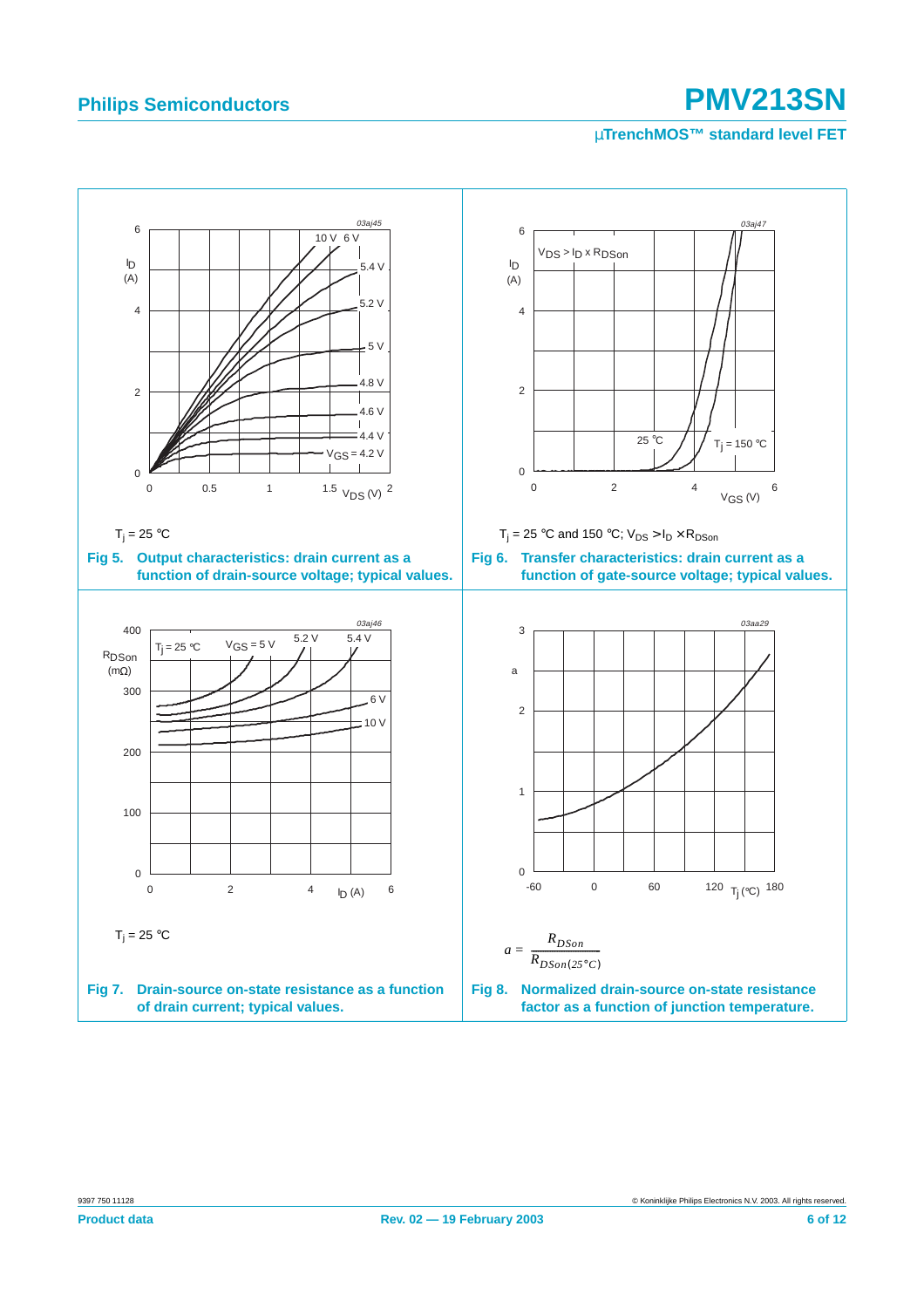$T_j = 25\ °C$

**Fig 5. Output characteristics: drain current as a function of drain-source voltage; typical values.**

$T_j = 25\ °C$ and $150\ °C$; $V_{DS} > I_D \times R_{DSon}$

**Fig 6. Transfer characteristics: drain current as a function of gate-source voltage; typical values.**

$T_j = 25\ °C$

**Fig 7. Drain-source on-state resistance as a function of drain current; typical values.**

$$a = \frac{R_{DSon}}{R_{DSon(25°C)}}$$

**Fig 8. Normalized drain-source on-state resistance factor as a function of junction temperature.**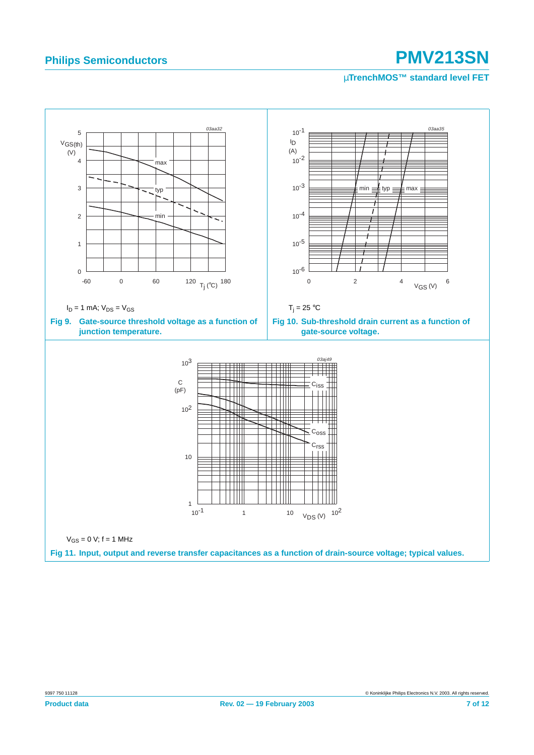$I_D$ = 1 mA; $V_{DS}$ = $V_{GS}$

**Fig 9. Gate-source threshold voltage as a function of junction temperature.**

$T_j$ = 25 °C

**Fig 10. Sub-threshold drain current as a function of gate-source voltage.**

$V_{GS}$ = 0 V; f = 1 MHz

**Fig 11. Input, output and reverse transfer capacitances as a function of drain-source voltage; typical values.**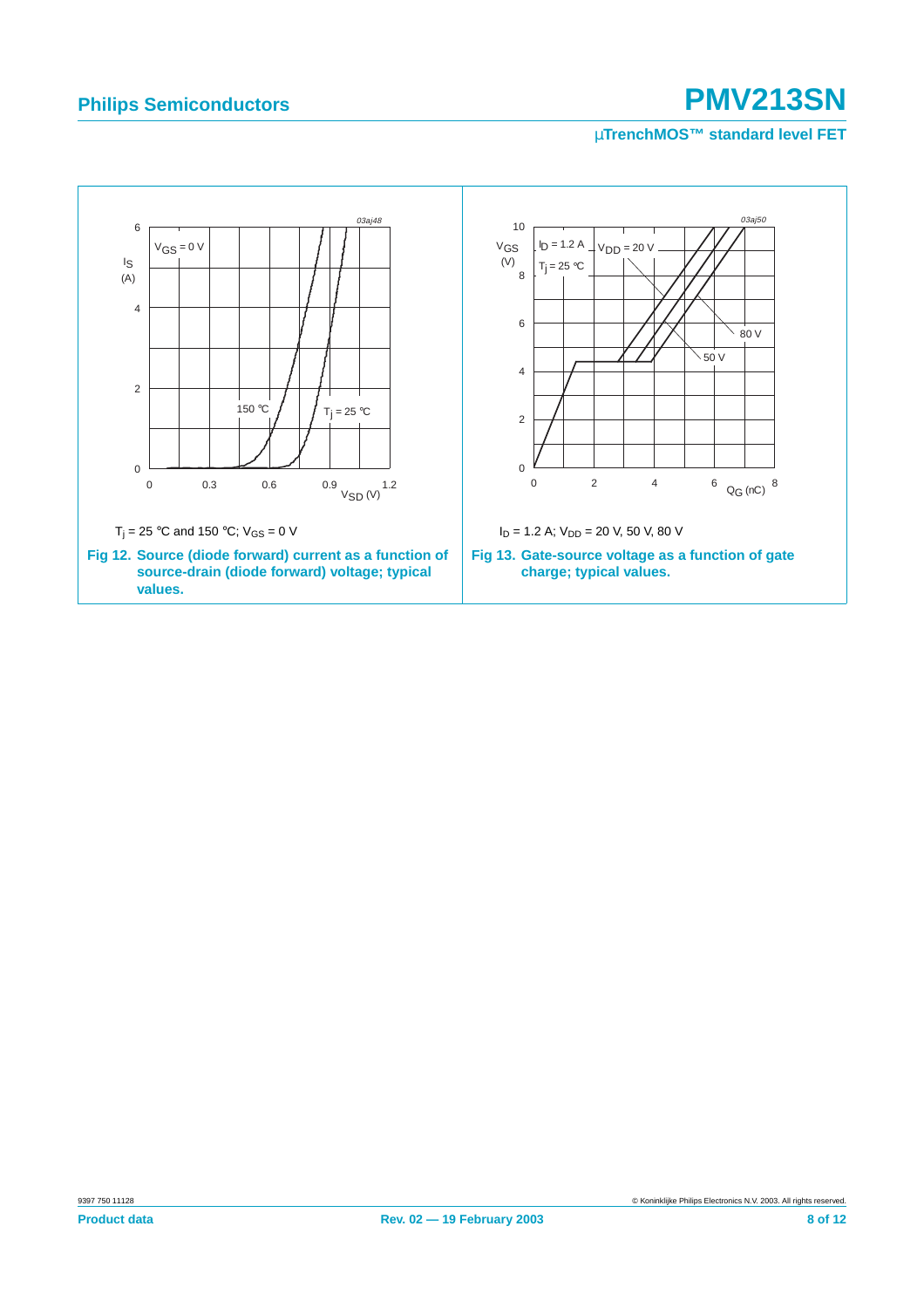$T_j$ = 25 °C and 150 °C; $V_{GS}$ = 0 V

**Fig 12. Source (diode forward) current as a function of source-drain (diode forward) voltage; typical values.**

$I_D$ = 1.2 A; $V_{DD}$ = 20 V, 50 V, 80 V

**Fig 13. Gate-source voltage as a function of gate charge; typical values.**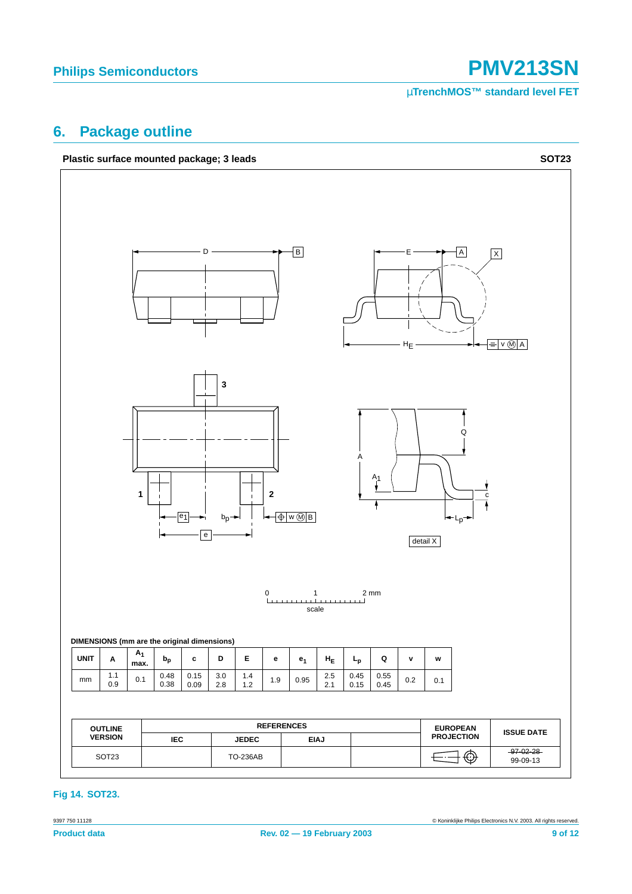## 6. Package outline

**Plastic surface mounted package; 3 leads** **SOT23**

**DIMENSIONS (mm are the original dimensions)**

| UNIT | A | $A_1$ max. | $b_p$ | c | D | E | e | $e_1$ | $H_E$ | $L_p$ | Q | v | w |
|---|---|---|---|---|---|---|---|---|---|---|---|---|---|
| mm | 1.1<br>0.9 | 0.1 | 0.48<br>0.38 | 0.15<br>0.09 | 3.0<br>2.8 | 1.4<br>1.2 | 1.9 | 0.95 | 2.5<br>2.1 | 0.45<br>0.15 | 0.55<br>0.45 | 0.2 | 0.1 |

| OUTLINE VERSION | REFERENCES | | | | EUROPEAN PROJECTION | ISSUE DATE |
|---|---|---|---|---|---|---|
| | IEC | JEDEC | EIAJ | | | |
| SOT23 | | TO-236AB | | | | ~~97-02-28~~<br>99-09-13 |

**Fig 14. SOT23.**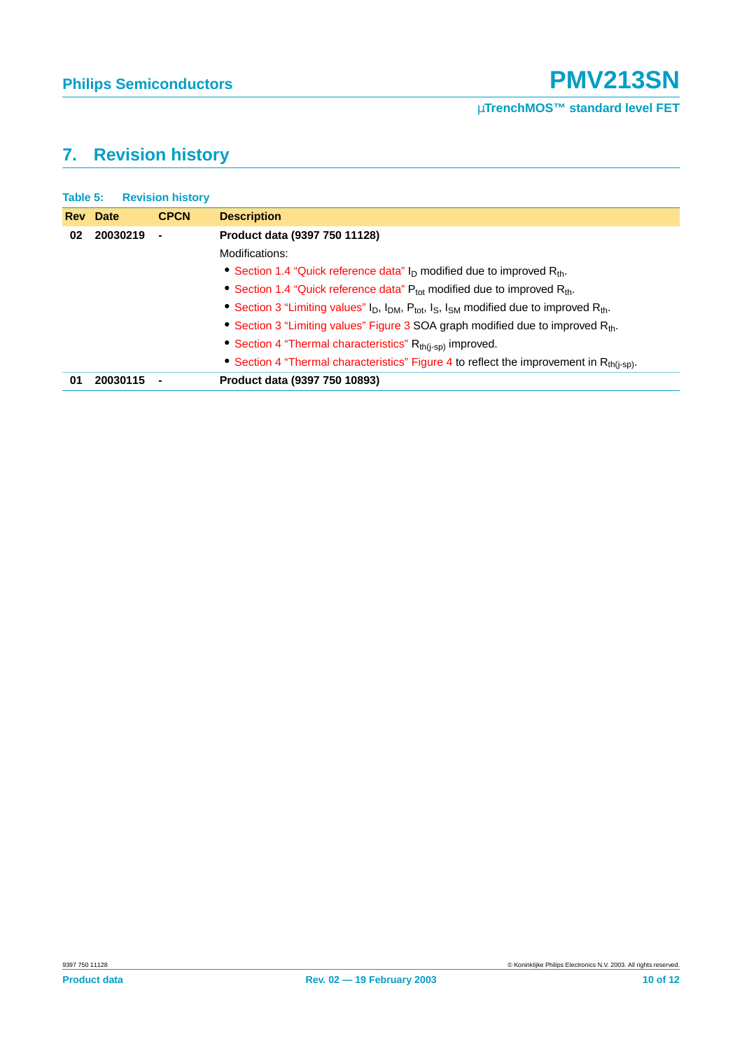## 7. Revision history

**Table 5: Revision history**

| Rev | Date | CPCN | Description |
|---|---|---|---|
| 02 | 20030219 | - | **Product data (9397 750 11128)** |
| | | | Modifications: |
| | | | • Section 1.4 "Quick reference data" $I_D$ modified due to improved $R_{th}$. |
| | | | • Section 1.4 "Quick reference data" $P_{tot}$ modified due to improved $R_{th}$. |
| | | | • Section 3 "Limiting values" $I_D$, $I_{DM}$, $P_{tot}$, $I_S$, $I_{SM}$ modified due to improved $R_{th}$. |
| | | | • Section 3 "Limiting values" Figure 3 SOA graph modified due to improved $R_{th}$. |
| | | | • Section 4 "Thermal characteristics" $R_{th(j-sp)}$ improved. |
| | | | • Section 4 "Thermal characteristics" Figure 4 to reflect the improvement in $R_{th(j-sp)}$. |
| 01 | 20030115 | - | **Product data (9397 750 10893)** |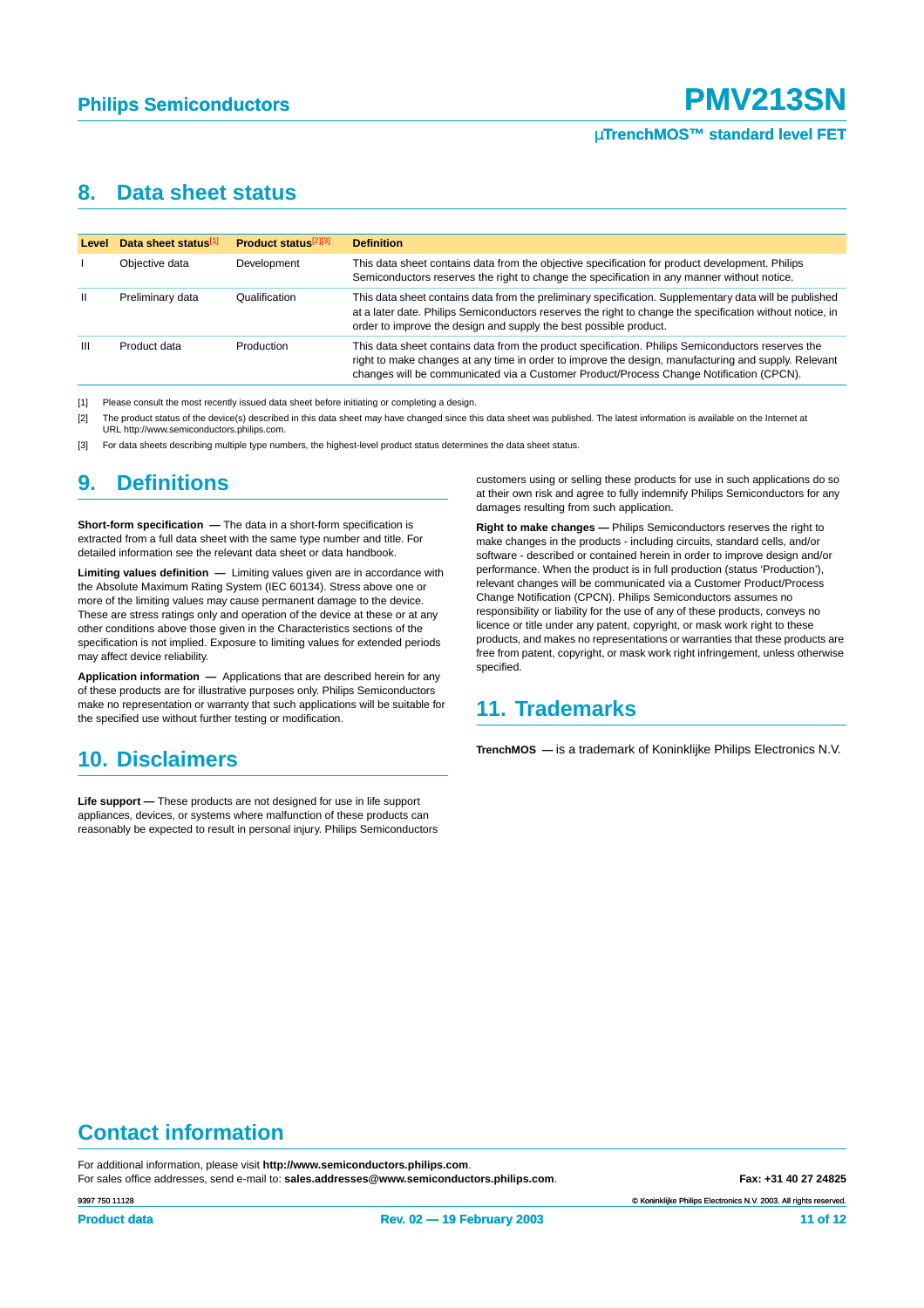# 8. Data sheet status

| Level | Data sheet status[1] | Product status[2][3] | Definition |
|---|---|---|---|
| I | Objective data | Development | This data sheet contains data from the objective specification for product development. Philips Semiconductors reserves the right to change the specification in any manner without notice. |
| II | Preliminary data | Qualification | This data sheet contains data from the preliminary specification. Supplementary data will be published at a later date. Philips Semiconductors reserves the right to change the specification without notice, in order to improve the design and supply the best possible product. |
| III | Product data | Production | This data sheet contains data from the product specification. Philips Semiconductors reserves the right to make changes at any time in order to improve the design, manufacturing and supply. Relevant changes will be communicated via a Customer Product/Process Change Notification (CPCN). |

[1] Please consult the most recently issued data sheet before initiating or completing a design.

[2] The product status of the device(s) described in this data sheet may have changed since this data sheet was published. The latest information is available on the Internet at URL http://www.semiconductors.philips.com.

[3] For data sheets describing multiple type numbers, the highest-level product status determines the data sheet status.

# 9. Definitions

**Short-form specification —** The data in a short-form specification is extracted from a full data sheet with the same type number and title. For detailed information see the relevant data sheet or data handbook.

**Limiting values definition —** Limiting values given are in accordance with the Absolute Maximum Rating System (IEC 60134). Stress above one or more of the limiting values may cause permanent damage to the device. These are stress ratings only and operation of the device at these or at any other conditions above those given in the Characteristics sections of the specification is not implied. Exposure to limiting values for extended periods may affect device reliability.

**Application information —** Applications that are described herein for any of these products are for illustrative purposes only. Philips Semiconductors make no representation or warranty that such applications will be suitable for the specified use without further testing or modification.

# 10. Disclaimers

**Life support —** These products are not designed for use in life support appliances, devices, or systems where malfunction of these products can reasonably be expected to result in personal injury. Philips Semiconductors customers using or selling these products for use in such applications do so at their own risk and agree to fully indemnify Philips Semiconductors for any damages resulting from such application.

**Right to make changes —** Philips Semiconductors reserves the right to make changes in the products - including circuits, standard cells, and/or software - described or contained herein in order to improve design and/or performance. When the product is in full production (status 'Production'), relevant changes will be communicated via a Customer Product/Process Change Notification (CPCN). Philips Semiconductors assumes no responsibility or liability for the use of any of these products, conveys no licence or title under any patent, copyright, or mask work right to these products, and makes no representations or warranties that these products are free from patent, copyright, or mask work right infringement, unless otherwise specified.

# 11. Trademarks

**TrenchMOS** — is a trademark of Koninklijke Philips Electronics N.V.

# Contact information

For additional information, please visit **http://www.semiconductors.philips.com**.
For sales office addresses, send e-mail to: **sales.addresses@www.semiconductors.philips.com**.

**Fax: +31 40 27 24825**

9397 750 11128

© Koninklijke Philips Electronics N.V. 2003. All rights reserved.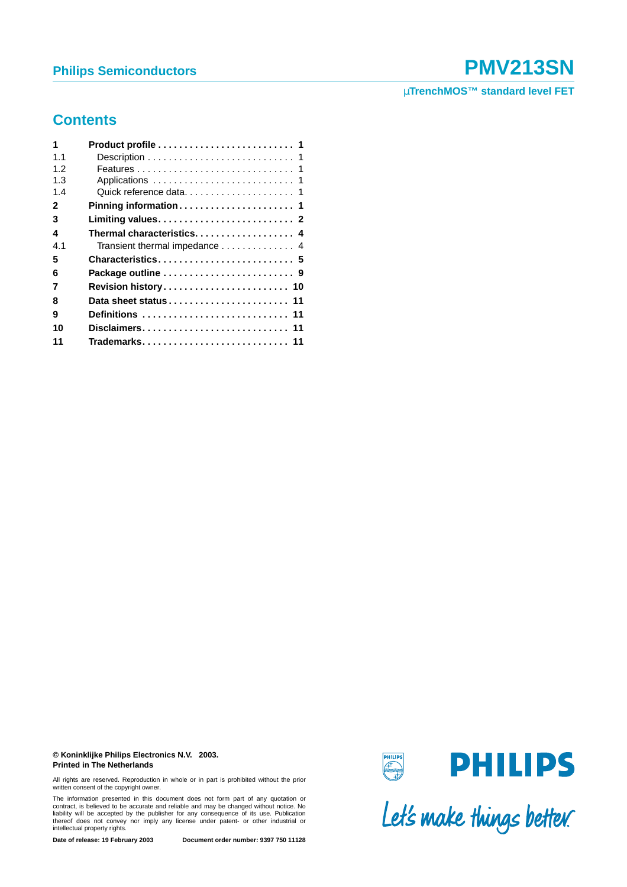## Contents

| | | |
|---|---|---|
| **1** | **Product profile** | **1** |
| 1.1 | Description | 1 |
| 1.2 | Features | 1 |
| 1.3 | Applications | 1 |
| 1.4 | Quick reference data | 1 |
| **2** | **Pinning information** | **1** |
| **3** | **Limiting values** | **2** |
| **4** | **Thermal characteristics** | **4** |
| 4.1 | Transient thermal impedance | 4 |
| **5** | **Characteristics** | **5** |
| **6** | **Package outline** | **9** |
| **7** | **Revision history** | **10** |
| **8** | **Data sheet status** | **11** |
| **9** | **Definitions** | **11** |
| **10** | **Disclaimers** | **11** |
| **11** | **Trademarks** | **11** |

**© Koninklijke Philips Electronics N.V. 2003.**
**Printed in The Netherlands**

All rights are reserved. Reproduction in whole or in part is prohibited without the prior written consent of the copyright owner.

The information presented in this document does not form part of any quotation or contract, is believed to be accurate and reliable and may be changed without notice. No liability will be accepted by the publisher for any consequence of its use. Publication thereof does not convey nor imply any license under patent- or other industrial or intellectual property rights.

**Date of release: 19 February 2003** **Document order number: 9397 750 11128**

PHILIPS

Let's make things better.